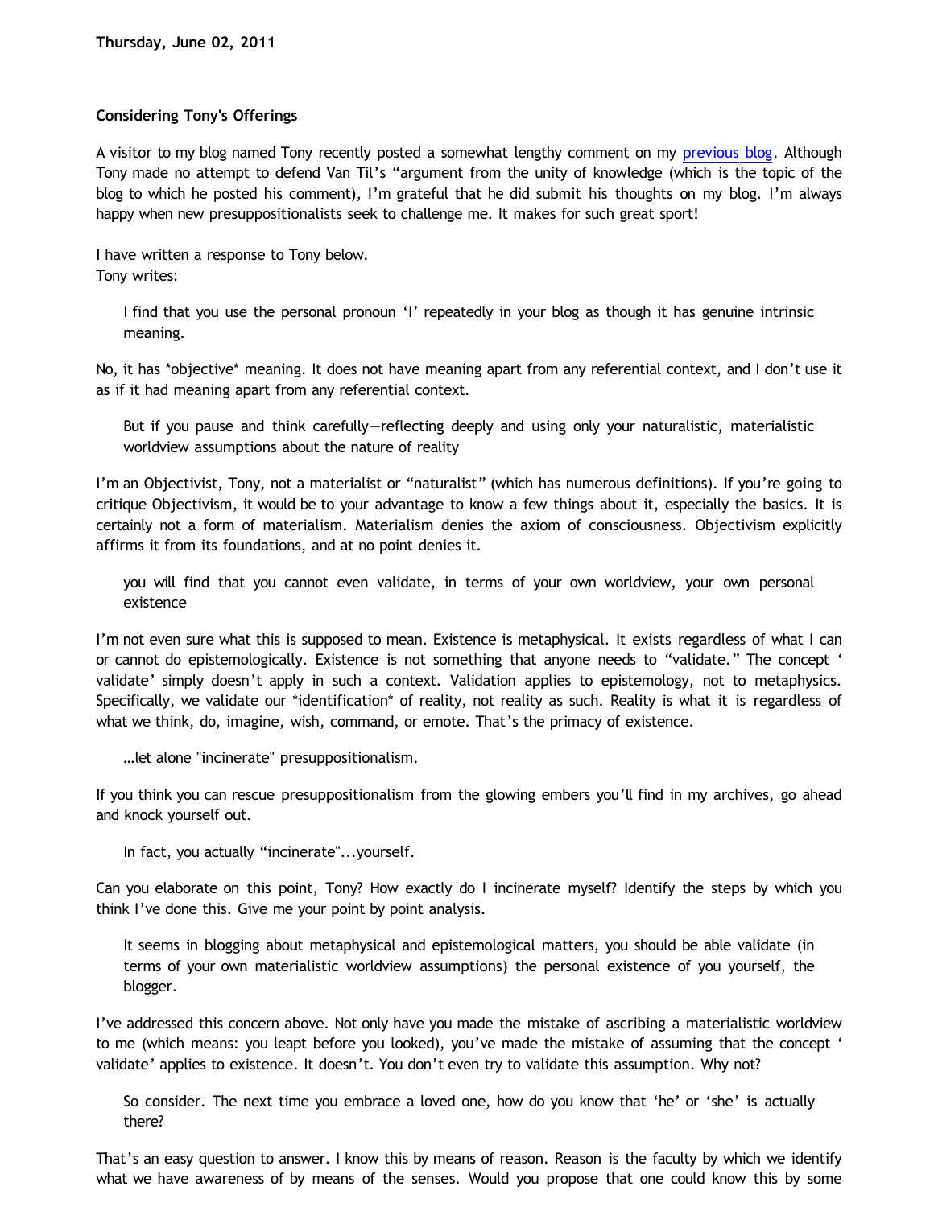Thursday, June 02, 2011

### Considering Tony's Offerings

A visitor to my blog named Tony recently posted a somewhat lengthy comment on my previous blog. Although Tony made no attempt to defend Van Til's "argument from the unity of knowledge (which is the topic of the blog to which he posted his comment), I'm grateful that he did submit his thoughts on my blog. I'm always happy when new presuppositionalists seek to challenge me. It makes for such great sport!

I have written a response to Tony below.
Tony writes:

> I find that you use the personal pronoun 'I' repeatedly in your blog as though it has genuine intrinsic meaning.

No, it has *objective* meaning. It does not have meaning apart from any referential context, and I don't use it as if it had meaning apart from any referential context.

> But if you pause and think carefully—reflecting deeply and using only your naturalistic, materialistic worldview assumptions about the nature of reality

I'm an Objectivist, Tony, not a materialist or "naturalist" (which has numerous definitions). If you're going to critique Objectivism, it would be to your advantage to know a few things about it, especially the basics. It is certainly not a form of materialism. Materialism denies the axiom of consciousness. Objectivism explicitly affirms it from its foundations, and at no point denies it.

> you will find that you cannot even validate, in terms of your own worldview, your own personal existence

I'm not even sure what this is supposed to mean. Existence is metaphysical. It exists regardless of what I can or cannot do epistemologically. Existence is not something that anyone needs to "validate." The concept ' validate' simply doesn't apply in such a context. Validation applies to epistemology, not to metaphysics. Specifically, we validate our *identification* of reality, not reality as such. Reality is what it is regardless of what we think, do, imagine, wish, command, or emote. That's the primacy of existence.

> …let alone "incinerate" presuppositionalism.

If you think you can rescue presuppositionalism from the glowing embers you'll find in my archives, go ahead and knock yourself out.

> In fact, you actually "incinerate"...yourself.

Can you elaborate on this point, Tony? How exactly do I incinerate myself? Identify the steps by which you think I've done this. Give me your point by point analysis.

> It seems in blogging about metaphysical and epistemological matters, you should be able validate (in terms of your own materialistic worldview assumptions) the personal existence of you yourself, the blogger.

I've addressed this concern above. Not only have you made the mistake of ascribing a materialistic worldview to me (which means: you leapt before you looked), you've made the mistake of assuming that the concept ' validate' applies to existence. It doesn't. You don't even try to validate this assumption. Why not?

> So consider. The next time you embrace a loved one, how do you know that 'he' or 'she' is actually there?

That's an easy question to answer. I know this by means of reason. Reason is the faculty by which we identify what we have awareness of by means of the senses. Would you propose that one could know this by some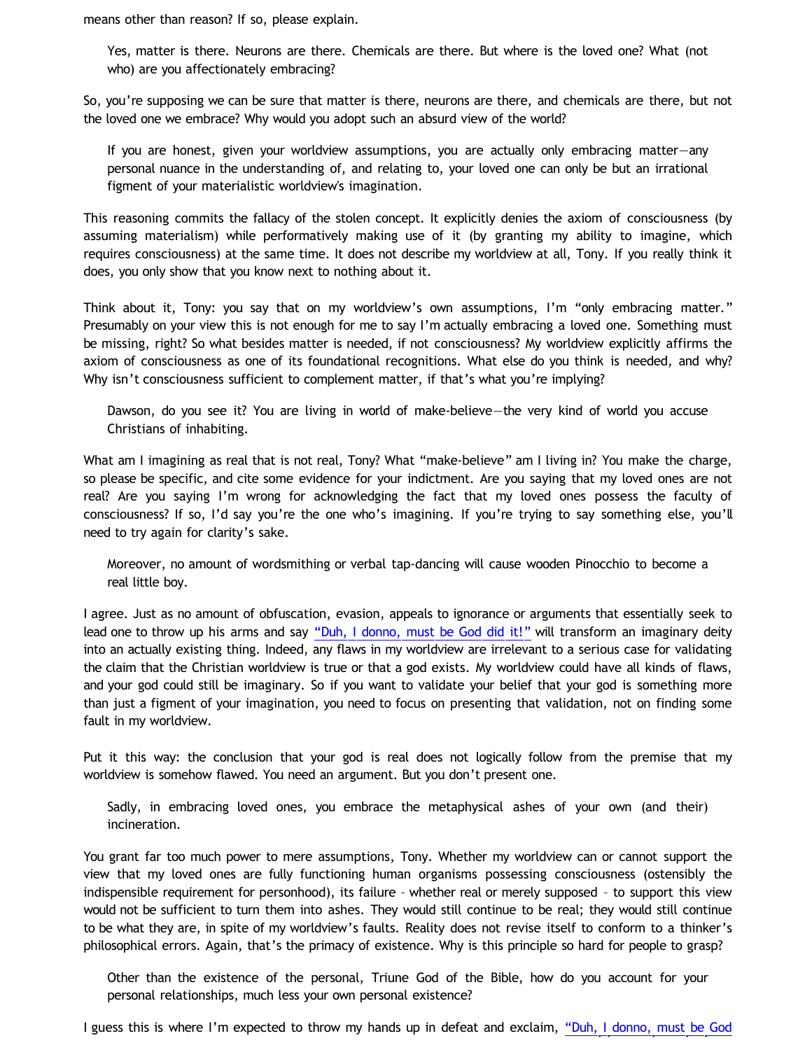means other than reason? If so, please explain.

> Yes, matter is there. Neurons are there. Chemicals are there. But where is the loved one? What (not who) are you affectionately embracing?

So, you're supposing we can be sure that matter is there, neurons are there, and chemicals are there, but not the loved one we embrace? Why would you adopt such an absurd view of the world?

> If you are honest, given your worldview assumptions, you are actually only embracing matter—any personal nuance in the understanding of, and relating to, your loved one can only be but an irrational figment of your materialistic worldview's imagination.

This reasoning commits the fallacy of the stolen concept. It explicitly denies the axiom of consciousness (by assuming materialism) while performatively making use of it (by granting my ability to imagine, which requires consciousness) at the same time. It does not describe my worldview at all, Tony. If you really think it does, you only show that you know next to nothing about it.

Think about it, Tony: you say that on my worldview's own assumptions, I'm "only embracing matter." Presumably on your view this is not enough for me to say I'm actually embracing a loved one. Something must be missing, right? So what besides matter is needed, if not consciousness? My worldview explicitly affirms the axiom of consciousness as one of its foundational recognitions. What else do you think is needed, and why? Why isn't consciousness sufficient to complement matter, if that's what you're implying?

> Dawson, do you see it? You are living in world of make-believe—the very kind of world you accuse Christians of inhabiting.

What am I imagining as real that is not real, Tony? What "make-believe" am I living in? You make the charge, so please be specific, and cite some evidence for your indictment. Are you saying that my loved ones are not real? Are you saying I'm wrong for acknowledging the fact that my loved ones possess the faculty of consciousness? If so, I'd say you're the one who's imagining. If you're trying to say something else, you'll need to try again for clarity's sake.

> Moreover, no amount of wordsmithing or verbal tap-dancing will cause wooden Pinocchio to become a real little boy.

I agree. Just as no amount of obfuscation, evasion, appeals to ignorance or arguments that essentially seek to lead one to throw up his arms and say "Duh, I donno, must be God did it!" will transform an imaginary deity into an actually existing thing. Indeed, any flaws in my worldview are irrelevant to a serious case for validating the claim that the Christian worldview is true or that a god exists. My worldview could have all kinds of flaws, and your god could still be imaginary. So if you want to validate your belief that your god is something more than just a figment of your imagination, you need to focus on presenting that validation, not on finding some fault in my worldview.

Put it this way: the conclusion that your god is real does not logically follow from the premise that my worldview is somehow flawed. You need an argument. But you don't present one.

> Sadly, in embracing loved ones, you embrace the metaphysical ashes of your own (and their) incineration.

You grant far too much power to mere assumptions, Tony. Whether my worldview can or cannot support the view that my loved ones are fully functioning human organisms possessing consciousness (ostensibly the indispensible requirement for personhood), its failure – whether real or merely supposed – to support this view would not be sufficient to turn them into ashes. They would still continue to be real; they would still continue to be what they are, in spite of my worldview's faults. Reality does not revise itself to conform to a thinker's philosophical errors. Again, that's the primacy of existence. Why is this principle so hard for people to grasp?

> Other than the existence of the personal, Triune God of the Bible, how do you account for your personal relationships, much less your own personal existence?

I guess this is where I'm expected to throw my hands up in defeat and exclaim, "Duh, I donno, must be God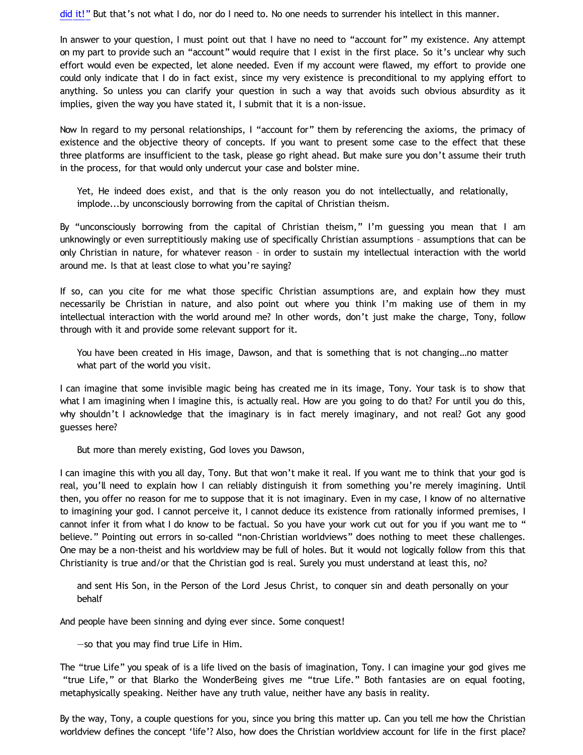did it!" But that's not what I do, nor do I need to. No one needs to surrender his intellect in this manner.

In answer to your question, I must point out that I have no need to "account for" my existence. Any attempt on my part to provide such an "account" would require that I exist in the first place. So it's unclear why such effort would even be expected, let alone needed. Even if my account were flawed, my effort to provide one could only indicate that I do in fact exist, since my very existence is preconditional to my applying effort to anything. So unless you can clarify your question in such a way that avoids such obvious absurdity as it implies, given the way you have stated it, I submit that it is a non-issue.

Now In regard to my personal relationships, I "account for" them by referencing the axioms, the primacy of existence and the objective theory of concepts. If you want to present some case to the effect that these three platforms are insufficient to the task, please go right ahead. But make sure you don't assume their truth in the process, for that would only undercut your case and bolster mine.

> Yet, He indeed does exist, and that is the only reason you do not intellectually, and relationally, implode...by unconsciously borrowing from the capital of Christian theism.

By "unconsciously borrowing from the capital of Christian theism," I'm guessing you mean that I am unknowingly or even surreptitiously making use of specifically Christian assumptions – assumptions that can be only Christian in nature, for whatever reason – in order to sustain my intellectual interaction with the world around me. Is that at least close to what you're saying?

If so, can you cite for me what those specific Christian assumptions are, and explain how they must necessarily be Christian in nature, and also point out where you think I'm making use of them in my intellectual interaction with the world around me? In other words, don't just make the charge, Tony, follow through with it and provide some relevant support for it.

> You have been created in His image, Dawson, and that is something that is not changing…no matter what part of the world you visit.

I can imagine that some invisible magic being has created me in its image, Tony. Your task is to show that what I am imagining when I imagine this, is actually real. How are you going to do that? For until you do this, why shouldn't I acknowledge that the imaginary is in fact merely imaginary, and not real? Got any good guesses here?

> But more than merely existing, God loves you Dawson,

I can imagine this with you all day, Tony. But that won't make it real. If you want me to think that your god is real, you'll need to explain how I can reliably distinguish it from something you're merely imagining. Until then, you offer no reason for me to suppose that it is not imaginary. Even in my case, I know of no alternative to imagining your god. I cannot perceive it, I cannot deduce its existence from rationally informed premises, I cannot infer it from what I do know to be factual. So you have your work cut out for you if you want me to "believe." Pointing out errors in so-called "non-Christian worldviews" does nothing to meet these challenges. One may be a non-theist and his worldview may be full of holes. But it would not logically follow from this that Christianity is true and/or that the Christian god is real. Surely you must understand at least this, no?

> and sent His Son, in the Person of the Lord Jesus Christ, to conquer sin and death personally on your behalf

And people have been sinning and dying ever since. Some conquest!

> —so that you may find true Life in Him.

The "true Life" you speak of is a life lived on the basis of imagination, Tony. I can imagine your god gives me "true Life," or that Blarko the WonderBeing gives me "true Life." Both fantasies are on equal footing, metaphysically speaking. Neither have any truth value, neither have any basis in reality.

By the way, Tony, a couple questions for you, since you bring this matter up. Can you tell me how the Christian worldview defines the concept 'life'? Also, how does the Christian worldview account for life in the first place?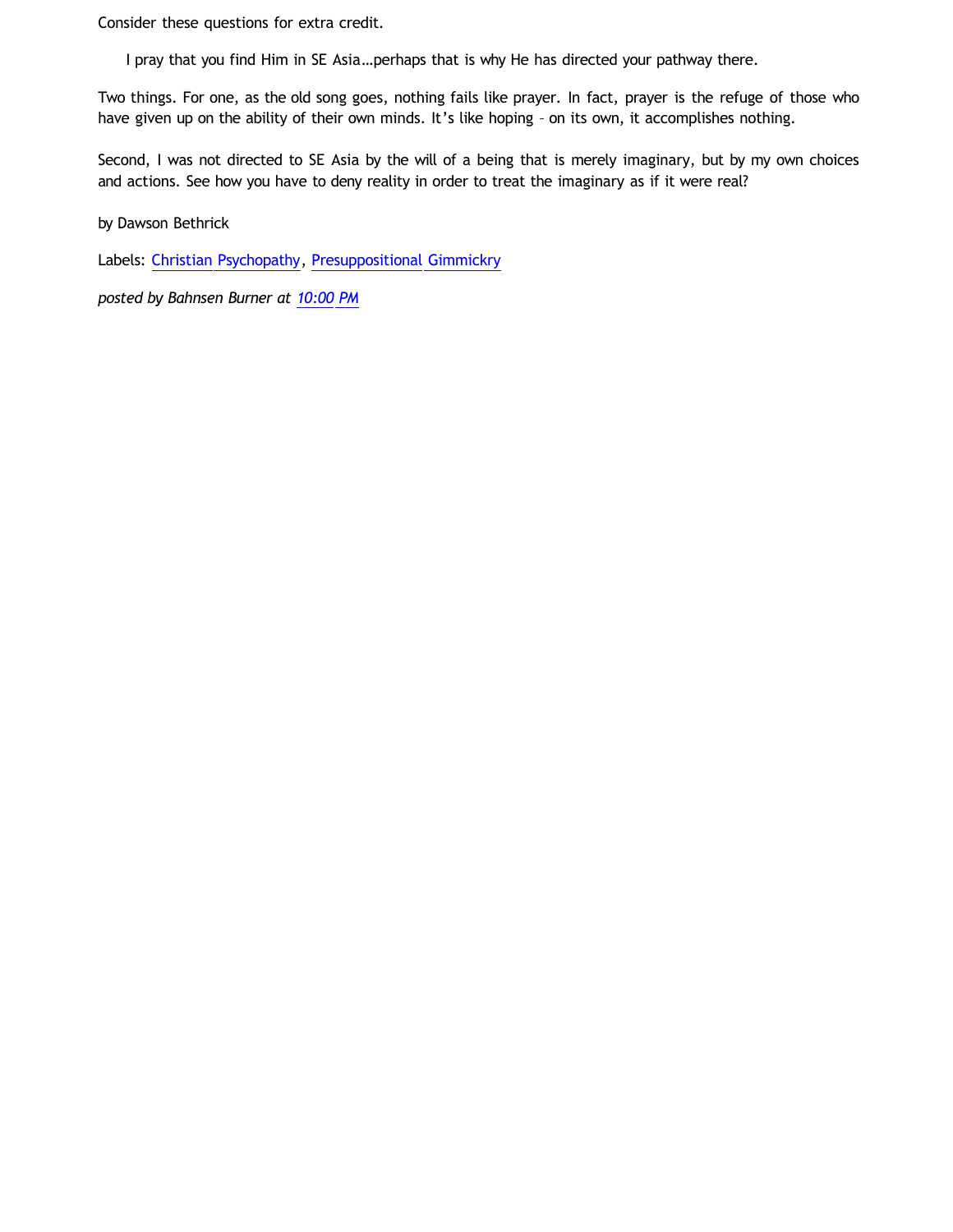Consider these questions for extra credit.

> I pray that you find Him in SE Asia…perhaps that is why He has directed your pathway there.

Two things. For one, as the old song goes, nothing fails like prayer. In fact, prayer is the refuge of those who have given up on the ability of their own minds. It's like hoping – on its own, it accomplishes nothing.

Second, I was not directed to SE Asia by the will of a being that is merely imaginary, but by my own choices and actions. See how you have to deny reality in order to treat the imaginary as if it were real?

by Dawson Bethrick

Labels: Christian Psychopathy, Presuppositional Gimmickry

*posted by Bahnsen Burner at 10:00 PM*